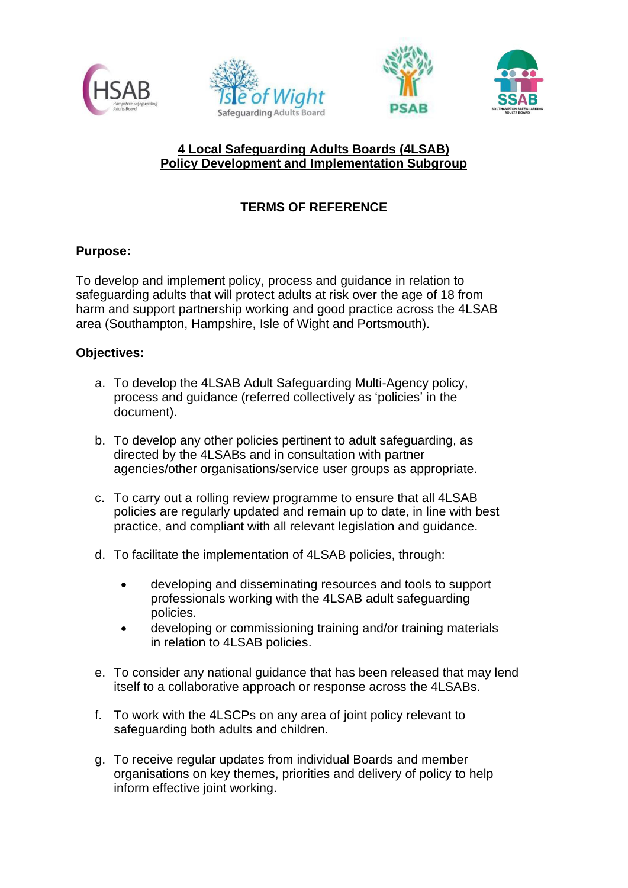# 4 Local Safeguarding Adults Boards (4LSAB) Policy Development and Implementation Subgroup

## TERMS OF REFERENCE

**Purpose:**

To develop and implement policy, process and guidance in relation to safeguarding adults that will protect adults at risk over the age of 18 from harm and support partnership working and good practice across the 4LSAB area (Southampton, Hampshire, Isle of Wight and Portsmouth).

**Objectives:**

a. To develop the 4LSAB Adult Safeguarding Multi-Agency policy, process and guidance (referred collectively as 'policies' in the document).

b. To develop any other policies pertinent to adult safeguarding, as directed by the 4LSABs and in consultation with partner agencies/other organisations/service user groups as appropriate.

c. To carry out a rolling review programme to ensure that all 4LSAB policies are regularly updated and remain up to date, in line with best practice, and compliant with all relevant legislation and guidance.

d. To facilitate the implementation of 4LSAB policies, through:

   - developing and disseminating resources and tools to support professionals working with the 4LSAB adult safeguarding policies.
   - developing or commissioning training and/or training materials in relation to 4LSAB policies.

e. To consider any national guidance that has been released that may lend itself to a collaborative approach or response across the 4LSABs.

f. To work with the 4LSCPs on any area of joint policy relevant to safeguarding both adults and children.

g. To receive regular updates from individual Boards and member organisations on key themes, priorities and delivery of policy to help inform effective joint working.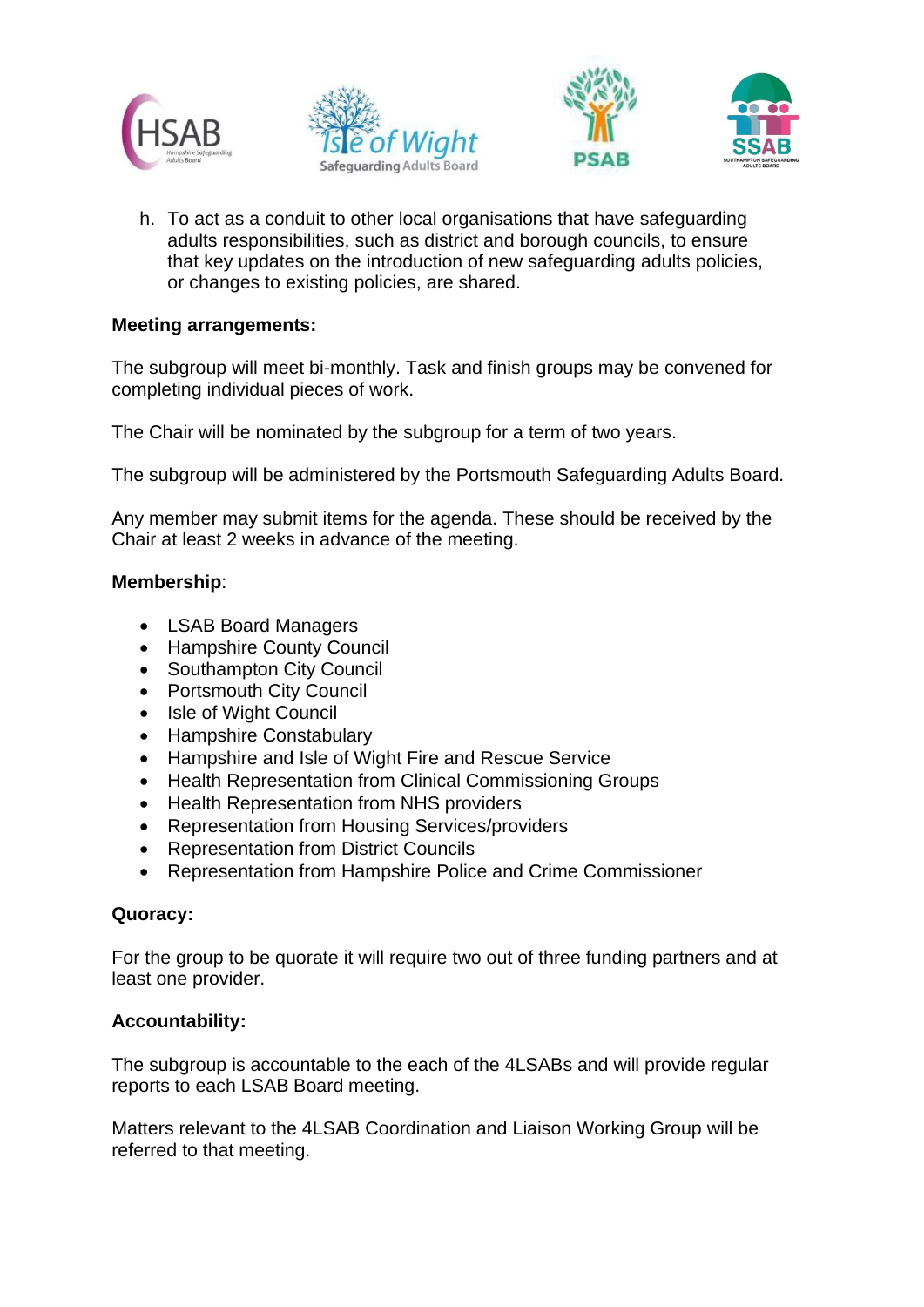h. To act as a conduit to other local organisations that have safeguarding adults responsibilities, such as district and borough councils, to ensure that key updates on the introduction of new safeguarding adults policies, or changes to existing policies, are shared.

**Meeting arrangements:**

The subgroup will meet bi-monthly. Task and finish groups may be convened for completing individual pieces of work.

The Chair will be nominated by the subgroup for a term of two years.

The subgroup will be administered by the Portsmouth Safeguarding Adults Board.

Any member may submit items for the agenda. These should be received by the Chair at least 2 weeks in advance of the meeting.

**Membership**:

- LSAB Board Managers
- Hampshire County Council
- Southampton City Council
- Portsmouth City Council
- Isle of Wight Council
- Hampshire Constabulary
- Hampshire and Isle of Wight Fire and Rescue Service
- Health Representation from Clinical Commissioning Groups
- Health Representation from NHS providers
- Representation from Housing Services/providers
- Representation from District Councils
- Representation from Hampshire Police and Crime Commissioner

**Quoracy:**

For the group to be quorate it will require two out of three funding partners and at least one provider.

**Accountability:**

The subgroup is accountable to the each of the 4LSABs and will provide regular reports to each LSAB Board meeting.

Matters relevant to the 4LSAB Coordination and Liaison Working Group will be referred to that meeting.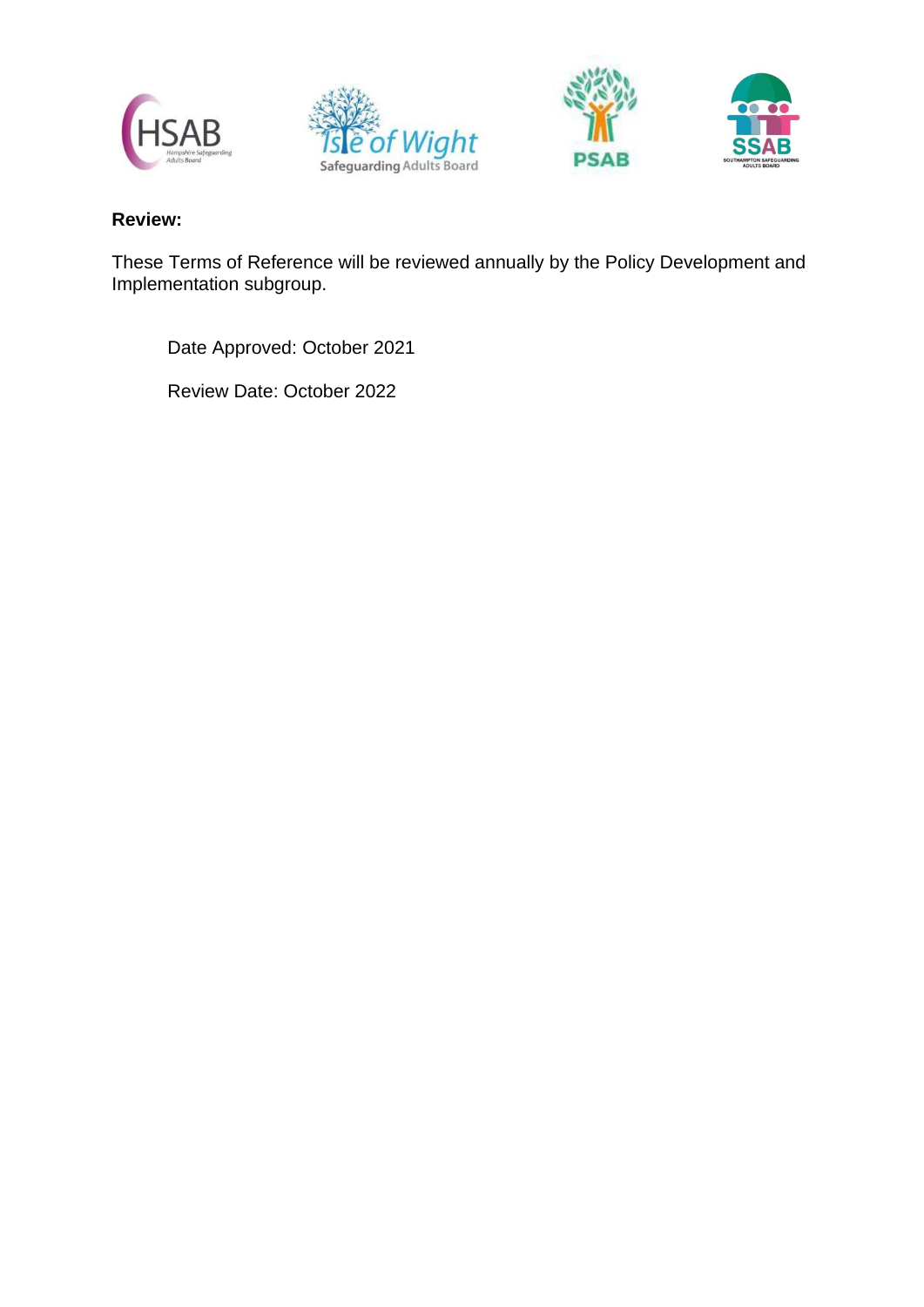**Review:**

These Terms of Reference will be reviewed annually by the Policy Development and Implementation subgroup.

Date Approved: October 2021

Review Date: October 2022